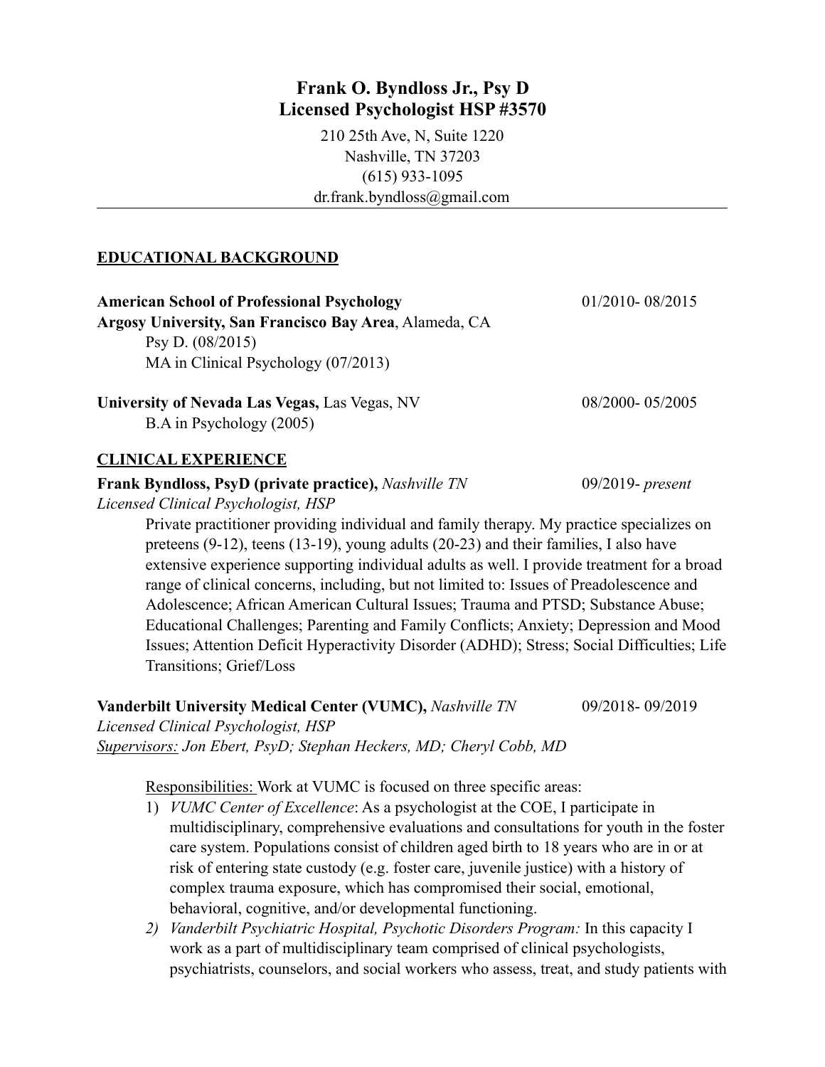# Frank O. Byndloss Jr., Psy D
# Licensed Psychologist HSP #3570

210 25th Ave, N, Suite 1220
Nashville, TN 37203
(615) 933-1095
dr.frank.byndloss@gmail.com

---

## EDUCATIONAL BACKGROUND

**American School of Professional Psychology** 01/2010- 08/2015
**Argosy University, San Francisco Bay Area**, Alameda, CA
Psy D. (08/2015)
MA in Clinical Psychology (07/2013)

**University of Nevada Las Vegas,** Las Vegas, NV 08/2000- 05/2005
B.A in Psychology (2005)

## CLINICAL EXPERIENCE

**Frank Byndloss, PsyD (private practice),** *Nashville TN* 09/2019- *present*
*Licensed Clinical Psychologist, HSP*

Private practitioner providing individual and family therapy. My practice specializes on preteens (9-12), teens (13-19), young adults (20-23) and their families, I also have extensive experience supporting individual adults as well. I provide treatment for a broad range of clinical concerns, including, but not limited to: Issues of Preadolescence and Adolescence; African American Cultural Issues; Trauma and PTSD; Substance Abuse; Educational Challenges; Parenting and Family Conflicts; Anxiety; Depression and Mood Issues; Attention Deficit Hyperactivity Disorder (ADHD); Stress; Social Difficulties; Life Transitions; Grief/Loss

**Vanderbilt University Medical Center (VUMC),** *Nashville TN* 09/2018- 09/2019
*Licensed Clinical Psychologist, HSP*
*Supervisors: Jon Ebert, PsyD; Stephan Heckers, MD; Cheryl Cobb, MD*

Responsibilities: Work at VUMC is focused on three specific areas:

1) *VUMC Center of Excellence*: As a psychologist at the COE, I participate in multidisciplinary, comprehensive evaluations and consultations for youth in the foster care system. Populations consist of children aged birth to 18 years who are in or at risk of entering state custody (e.g. foster care, juvenile justice) with a history of complex trauma exposure, which has compromised their social, emotional, behavioral, cognitive, and/or developmental functioning.
2) *Vanderbilt Psychiatric Hospital, Psychotic Disorders Program:* In this capacity I work as a part of multidisciplinary team comprised of clinical psychologists, psychiatrists, counselors, and social workers who assess, treat, and study patients with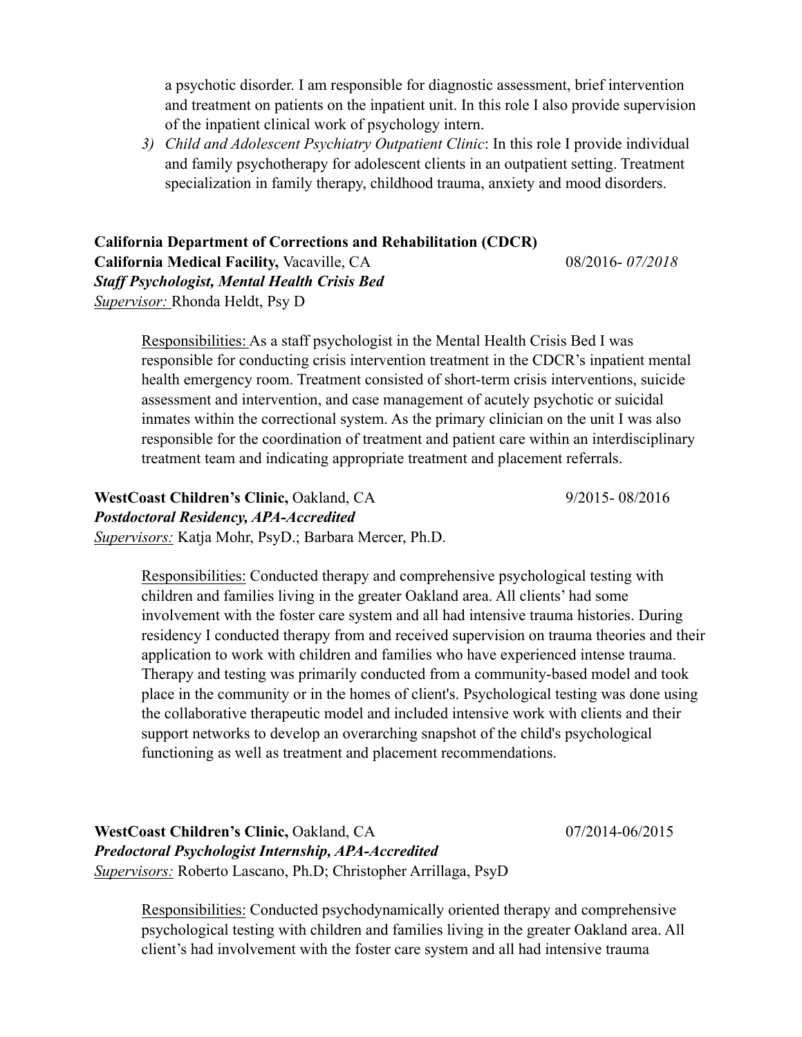a psychotic disorder. I am responsible for diagnostic assessment, brief intervention and treatment on patients on the inpatient unit. In this role I also provide supervision of the inpatient clinical work of psychology intern.

3) *Child and Adolescent Psychiatry Outpatient Clinic*: In this role I provide individual and family psychotherapy for adolescent clients in an outpatient setting. Treatment specialization in family therapy, childhood trauma, anxiety and mood disorders.

**California Department of Corrections and Rehabilitation (CDCR)**
**California Medical Facility,** Vacaville, CA 08/2016- *07/2018*
***Staff Psychologist, Mental Health Crisis Bed***
*Supervisor:* Rhonda Heldt, Psy D

Responsibilities: As a staff psychologist in the Mental Health Crisis Bed I was responsible for conducting crisis intervention treatment in the CDCR's inpatient mental health emergency room. Treatment consisted of short-term crisis interventions, suicide assessment and intervention, and case management of acutely psychotic or suicidal inmates within the correctional system. As the primary clinician on the unit I was also responsible for the coordination of treatment and patient care within an interdisciplinary treatment team and indicating appropriate treatment and placement referrals.

**WestCoast Children's Clinic,** Oakland, CA 9/2015- 08/2016
***Postdoctoral Residency, APA-Accredited***
*Supervisors:* Katja Mohr, PsyD.; Barbara Mercer, Ph.D.

Responsibilities: Conducted therapy and comprehensive psychological testing with children and families living in the greater Oakland area. All clients' had some involvement with the foster care system and all had intensive trauma histories. During residency I conducted therapy from and received supervision on trauma theories and their application to work with children and families who have experienced intense trauma. Therapy and testing was primarily conducted from a community-based model and took place in the community or in the homes of client's. Psychological testing was done using the collaborative therapeutic model and included intensive work with clients and their support networks to develop an overarching snapshot of the child's psychological functioning as well as treatment and placement recommendations.

**WestCoast Children's Clinic,** Oakland, CA 07/2014-06/2015
***Predoctoral Psychologist Internship, APA-Accredited***
*Supervisors:* Roberto Lascano, Ph.D; Christopher Arrillaga, PsyD

Responsibilities: Conducted psychodynamically oriented therapy and comprehensive psychological testing with children and families living in the greater Oakland area. All client's had involvement with the foster care system and all had intensive trauma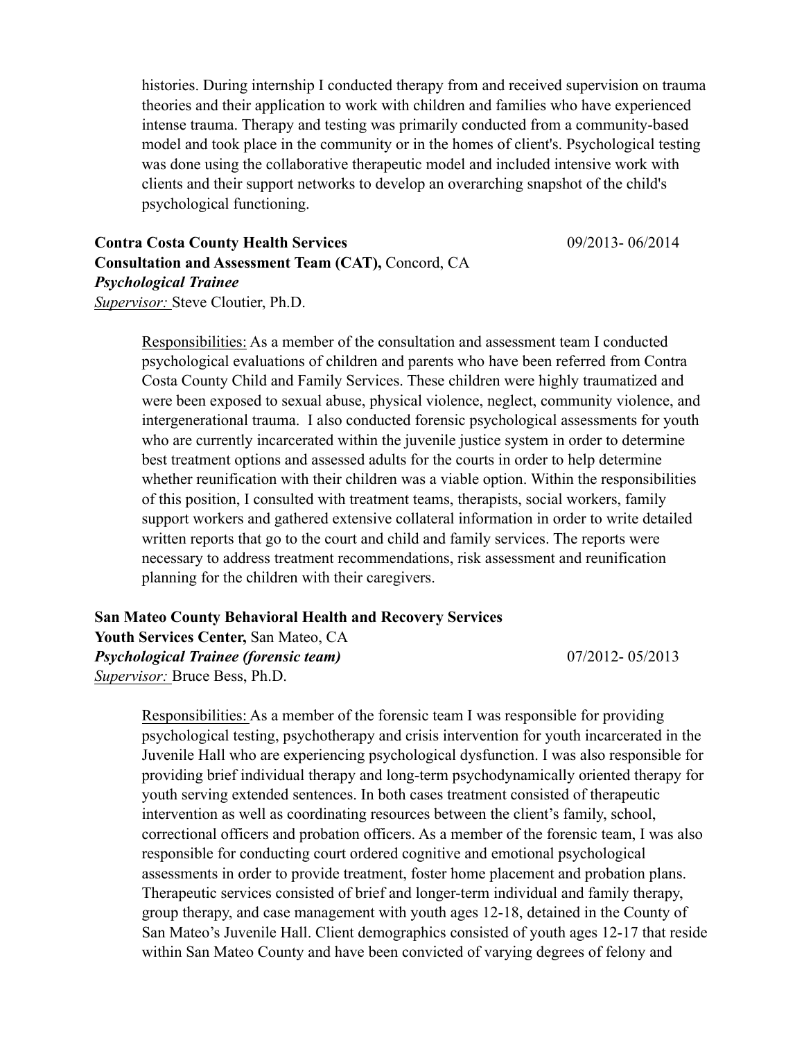histories. During internship I conducted therapy from and received supervision on trauma theories and their application to work with children and families who have experienced intense trauma. Therapy and testing was primarily conducted from a community-based model and took place in the community or in the homes of client's. Psychological testing was done using the collaborative therapeutic model and included intensive work with clients and their support networks to develop an overarching snapshot of the child's psychological functioning.

**Contra Costa County Health Services** 09/2013- 06/2014
**Consultation and Assessment Team (CAT),** Concord, CA
***Psychological Trainee***
*Supervisor:* Steve Cloutier, Ph.D.

Responsibilities: As a member of the consultation and assessment team I conducted psychological evaluations of children and parents who have been referred from Contra Costa County Child and Family Services. These children were highly traumatized and were been exposed to sexual abuse, physical violence, neglect, community violence, and intergenerational trauma. I also conducted forensic psychological assessments for youth who are currently incarcerated within the juvenile justice system in order to determine best treatment options and assessed adults for the courts in order to help determine whether reunification with their children was a viable option. Within the responsibilities of this position, I consulted with treatment teams, therapists, social workers, family support workers and gathered extensive collateral information in order to write detailed written reports that go to the court and child and family services. The reports were necessary to address treatment recommendations, risk assessment and reunification planning for the children with their caregivers.

**San Mateo County Behavioral Health and Recovery Services**
**Youth Services Center,** San Mateo, CA
***Psychological Trainee (forensic team)*** 07/2012- 05/2013
*Supervisor:* Bruce Bess, Ph.D.

Responsibilities: As a member of the forensic team I was responsible for providing psychological testing, psychotherapy and crisis intervention for youth incarcerated in the Juvenile Hall who are experiencing psychological dysfunction. I was also responsible for providing brief individual therapy and long-term psychodynamically oriented therapy for youth serving extended sentences. In both cases treatment consisted of therapeutic intervention as well as coordinating resources between the client's family, school, correctional officers and probation officers. As a member of the forensic team, I was also responsible for conducting court ordered cognitive and emotional psychological assessments in order to provide treatment, foster home placement and probation plans. Therapeutic services consisted of brief and longer-term individual and family therapy, group therapy, and case management with youth ages 12-18, detained in the County of San Mateo's Juvenile Hall. Client demographics consisted of youth ages 12-17 that reside within San Mateo County and have been convicted of varying degrees of felony and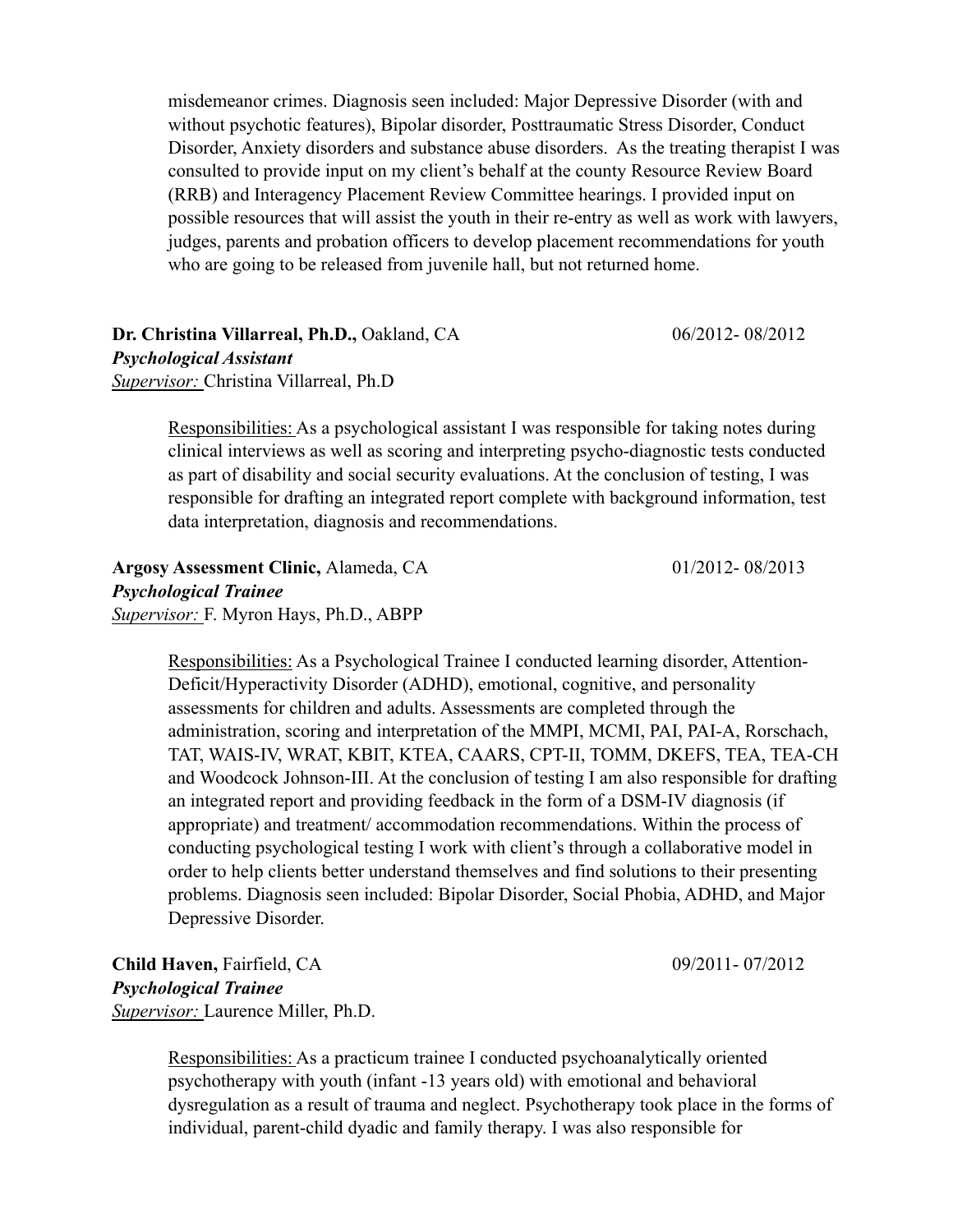misdemeanor crimes. Diagnosis seen included: Major Depressive Disorder (with and without psychotic features), Bipolar disorder, Posttraumatic Stress Disorder, Conduct Disorder, Anxiety disorders and substance abuse disorders. As the treating therapist I was consulted to provide input on my client's behalf at the county Resource Review Board (RRB) and Interagency Placement Review Committee hearings. I provided input on possible resources that will assist the youth in their re-entry as well as work with lawyers, judges, parents and probation officers to develop placement recommendations for youth who are going to be released from juvenile hall, but not returned home.

**Dr. Christina Villarreal, Ph.D.,** Oakland, CA 06/2012- 08/2012
***Psychological Assistant***
*Supervisor:* Christina Villarreal, Ph.D

Responsibilities: As a psychological assistant I was responsible for taking notes during clinical interviews as well as scoring and interpreting psycho-diagnostic tests conducted as part of disability and social security evaluations. At the conclusion of testing, I was responsible for drafting an integrated report complete with background information, test data interpretation, diagnosis and recommendations.

**Argosy Assessment Clinic,** Alameda, CA 01/2012- 08/2013
***Psychological Trainee***
*Supervisor:* F. Myron Hays, Ph.D., ABPP

Responsibilities: As a Psychological Trainee I conducted learning disorder, Attention-Deficit/Hyperactivity Disorder (ADHD), emotional, cognitive, and personality assessments for children and adults. Assessments are completed through the administration, scoring and interpretation of the MMPI, MCMI, PAI, PAI-A, Rorschach, TAT, WAIS-IV, WRAT, KBIT, KTEA, CAARS, CPT-II, TOMM, DKEFS, TEA, TEA-CH and Woodcock Johnson-III. At the conclusion of testing I am also responsible for drafting an integrated report and providing feedback in the form of a DSM-IV diagnosis (if appropriate) and treatment/ accommodation recommendations. Within the process of conducting psychological testing I work with client's through a collaborative model in order to help clients better understand themselves and find solutions to their presenting problems. Diagnosis seen included: Bipolar Disorder, Social Phobia, ADHD, and Major Depressive Disorder.

**Child Haven,** Fairfield, CA 09/2011- 07/2012
***Psychological Trainee***
*Supervisor:* Laurence Miller, Ph.D.

Responsibilities: As a practicum trainee I conducted psychoanalytically oriented psychotherapy with youth (infant -13 years old) with emotional and behavioral dysregulation as a result of trauma and neglect. Psychotherapy took place in the forms of individual, parent-child dyadic and family therapy. I was also responsible for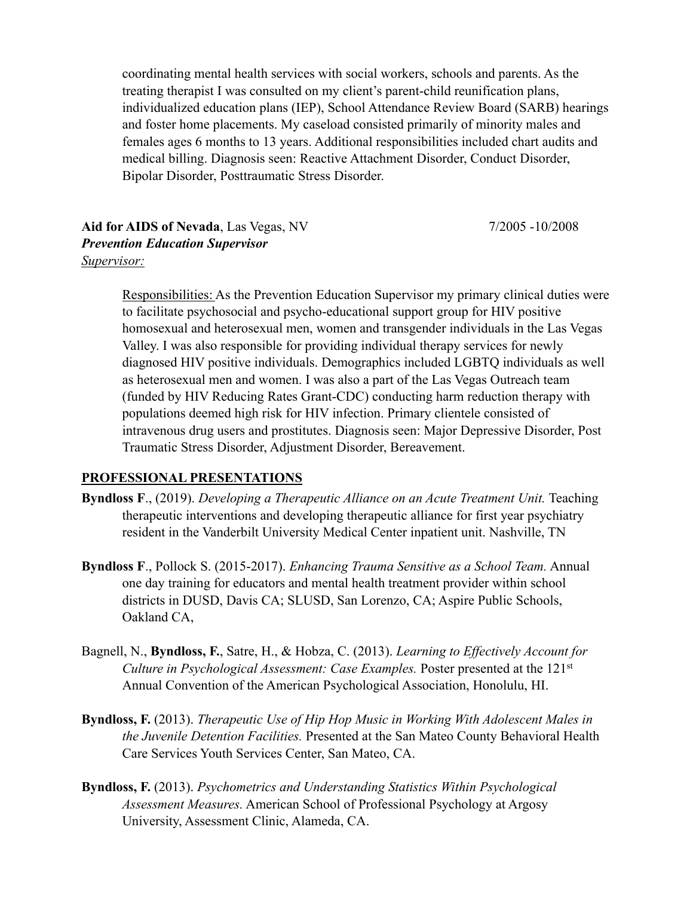coordinating mental health services with social workers, schools and parents. As the treating therapist I was consulted on my client's parent-child reunification plans, individualized education plans (IEP), School Attendance Review Board (SARB) hearings and foster home placements. My caseload consisted primarily of minority males and females ages 6 months to 13 years. Additional responsibilities included chart audits and medical billing. Diagnosis seen: Reactive Attachment Disorder, Conduct Disorder, Bipolar Disorder, Posttraumatic Stress Disorder.

**Aid for AIDS of Nevada**, Las Vegas, NV 7/2005 -10/2008
***Prevention Education Supervisor***
Supervisor:

Responsibilities: As the Prevention Education Supervisor my primary clinical duties were to facilitate psychosocial and psycho-educational support group for HIV positive homosexual and heterosexual men, women and transgender individuals in the Las Vegas Valley. I was also responsible for providing individual therapy services for newly diagnosed HIV positive individuals. Demographics included LGBTQ individuals as well as heterosexual men and women. I was also a part of the Las Vegas Outreach team (funded by HIV Reducing Rates Grant-CDC) conducting harm reduction therapy with populations deemed high risk for HIV infection. Primary clientele consisted of intravenous drug users and prostitutes. Diagnosis seen: Major Depressive Disorder, Post Traumatic Stress Disorder, Adjustment Disorder, Bereavement.

## PROFESSIONAL PRESENTATIONS

**Byndloss F**., (2019). *Developing a Therapeutic Alliance on an Acute Treatment Unit.* Teaching therapeutic interventions and developing therapeutic alliance for first year psychiatry resident in the Vanderbilt University Medical Center inpatient unit. Nashville, TN

**Byndloss F**., Pollock S. (2015-2017). *Enhancing Trauma Sensitive as a School Team.* Annual one day training for educators and mental health treatment provider within school districts in DUSD, Davis CA; SLUSD, San Lorenzo, CA; Aspire Public Schools, Oakland CA,

Bagnell, N., **Byndloss, F.**, Satre, H., & Hobza, C. (2013). *Learning to Effectively Account for Culture in Psychological Assessment: Case Examples.* Poster presented at the 121st Annual Convention of the American Psychological Association, Honolulu, HI.

**Byndloss, F.** (2013). *Therapeutic Use of Hip Hop Music in Working With Adolescent Males in the Juvenile Detention Facilities.* Presented at the San Mateo County Behavioral Health Care Services Youth Services Center, San Mateo, CA.

**Byndloss, F.** (2013). *Psychometrics and Understanding Statistics Within Psychological Assessment Measures.* American School of Professional Psychology at Argosy University, Assessment Clinic, Alameda, CA.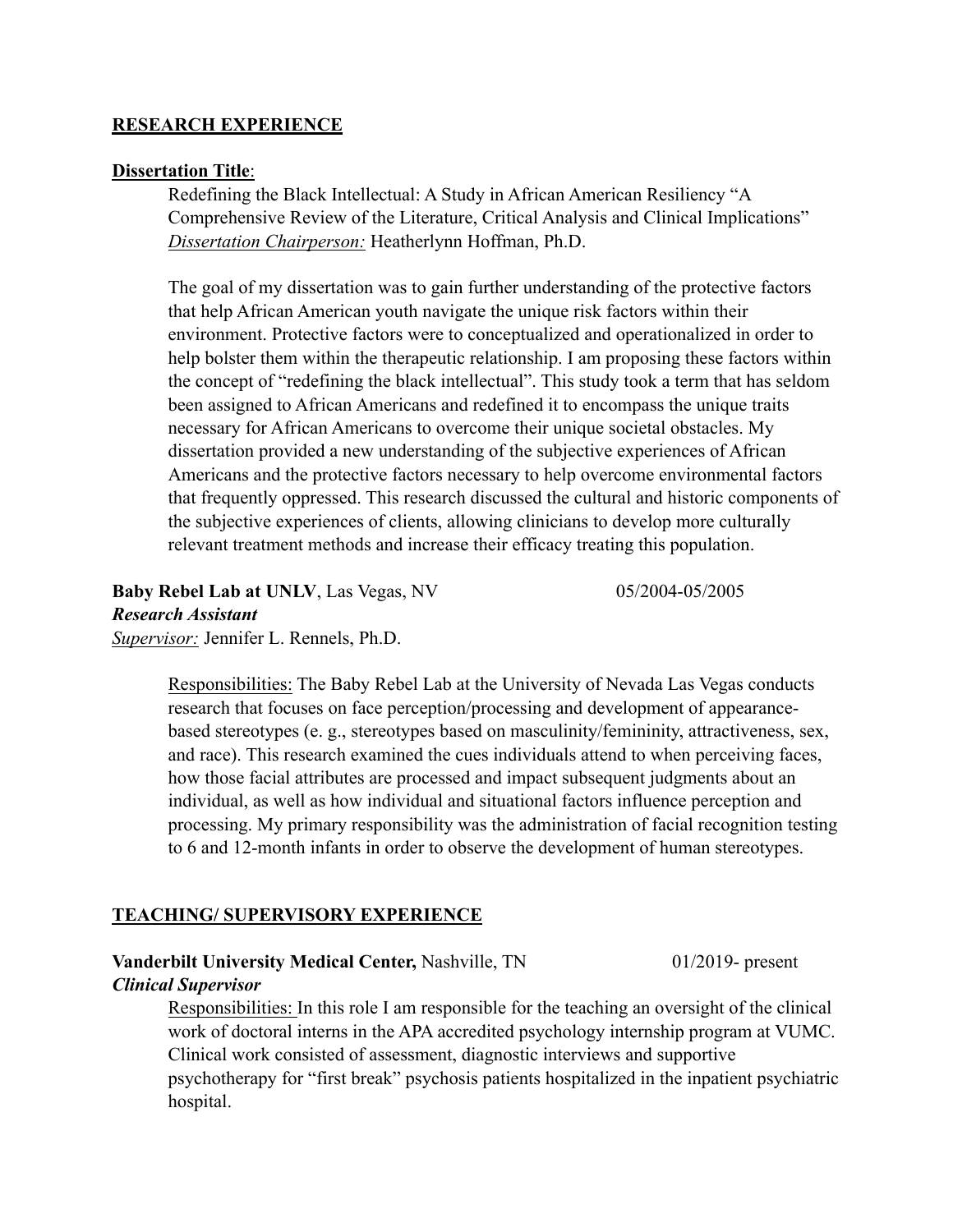## RESEARCH EXPERIENCE

**Dissertation Title**:

Redefining the Black Intellectual: A Study in African American Resiliency "A Comprehensive Review of the Literature, Critical Analysis and Clinical Implications"
*Dissertation Chairperson:* Heatherlynn Hoffman, Ph.D.

The goal of my dissertation was to gain further understanding of the protective factors that help African American youth navigate the unique risk factors within their environment. Protective factors were to conceptualized and operationalized in order to help bolster them within the therapeutic relationship. I am proposing these factors within the concept of "redefining the black intellectual". This study took a term that has seldom been assigned to African Americans and redefined it to encompass the unique traits necessary for African Americans to overcome their unique societal obstacles. My dissertation provided a new understanding of the subjective experiences of African Americans and the protective factors necessary to help overcome environmental factors that frequently oppressed. This research discussed the cultural and historic components of the subjective experiences of clients, allowing clinicians to develop more culturally relevant treatment methods and increase their efficacy treating this population.

**Baby Rebel Lab at UNLV**, Las Vegas, NV 05/2004-05/2005
***Research Assistant***
*Supervisor:* Jennifer L. Rennels, Ph.D.

Responsibilities: The Baby Rebel Lab at the University of Nevada Las Vegas conducts research that focuses on face perception/processing and development of appearance-based stereotypes (e. g., stereotypes based on masculinity/femininity, attractiveness, sex, and race). This research examined the cues individuals attend to when perceiving faces, how those facial attributes are processed and impact subsequent judgments about an individual, as well as how individual and situational factors influence perception and processing. My primary responsibility was the administration of facial recognition testing to 6 and 12-month infants in order to observe the development of human stereotypes.

## TEACHING/ SUPERVISORY EXPERIENCE

**Vanderbilt University Medical Center,** Nashville, TN 01/2019- present
***Clinical Supervisor***

Responsibilities: In this role I am responsible for the teaching an oversight of the clinical work of doctoral interns in the APA accredited psychology internship program at VUMC. Clinical work consisted of assessment, diagnostic interviews and supportive psychotherapy for "first break" psychosis patients hospitalized in the inpatient psychiatric hospital.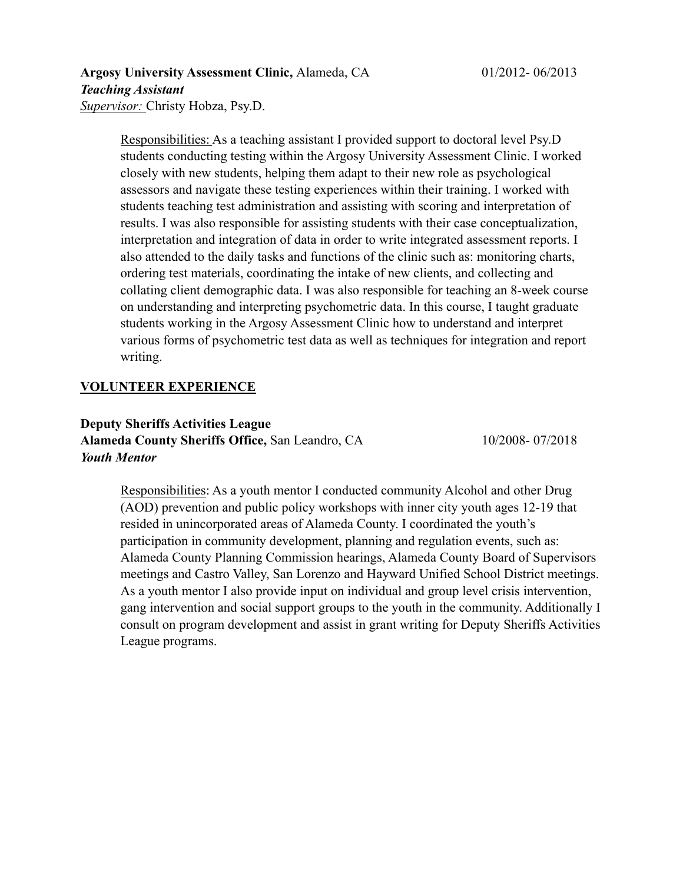**Argosy University Assessment Clinic,** Alameda, CA 01/2012- 06/2013
***Teaching Assistant***
Supervisor: Christy Hobza, Psy.D.

Responsibilities: As a teaching assistant I provided support to doctoral level Psy.D students conducting testing within the Argosy University Assessment Clinic. I worked closely with new students, helping them adapt to their new role as psychological assessors and navigate these testing experiences within their training. I worked with students teaching test administration and assisting with scoring and interpretation of results. I was also responsible for assisting students with their case conceptualization, interpretation and integration of data in order to write integrated assessment reports. I also attended to the daily tasks and functions of the clinic such as: monitoring charts, ordering test materials, coordinating the intake of new clients, and collecting and collating client demographic data. I was also responsible for teaching an 8-week course on understanding and interpreting psychometric data. In this course, I taught graduate students working in the Argosy Assessment Clinic how to understand and interpret various forms of psychometric test data as well as techniques for integration and report writing.

## VOLUNTEER EXPERIENCE

**Deputy Sheriffs Activities League**
**Alameda County Sheriffs Office,** San Leandro, CA 10/2008- 07/2018
***Youth Mentor***

Responsibilities: As a youth mentor I conducted community Alcohol and other Drug (AOD) prevention and public policy workshops with inner city youth ages 12-19 that resided in unincorporated areas of Alameda County. I coordinated the youth's participation in community development, planning and regulation events, such as: Alameda County Planning Commission hearings, Alameda County Board of Supervisors meetings and Castro Valley, San Lorenzo and Hayward Unified School District meetings. As a youth mentor I also provide input on individual and group level crisis intervention, gang intervention and social support groups to the youth in the community. Additionally I consult on program development and assist in grant writing for Deputy Sheriffs Activities League programs.